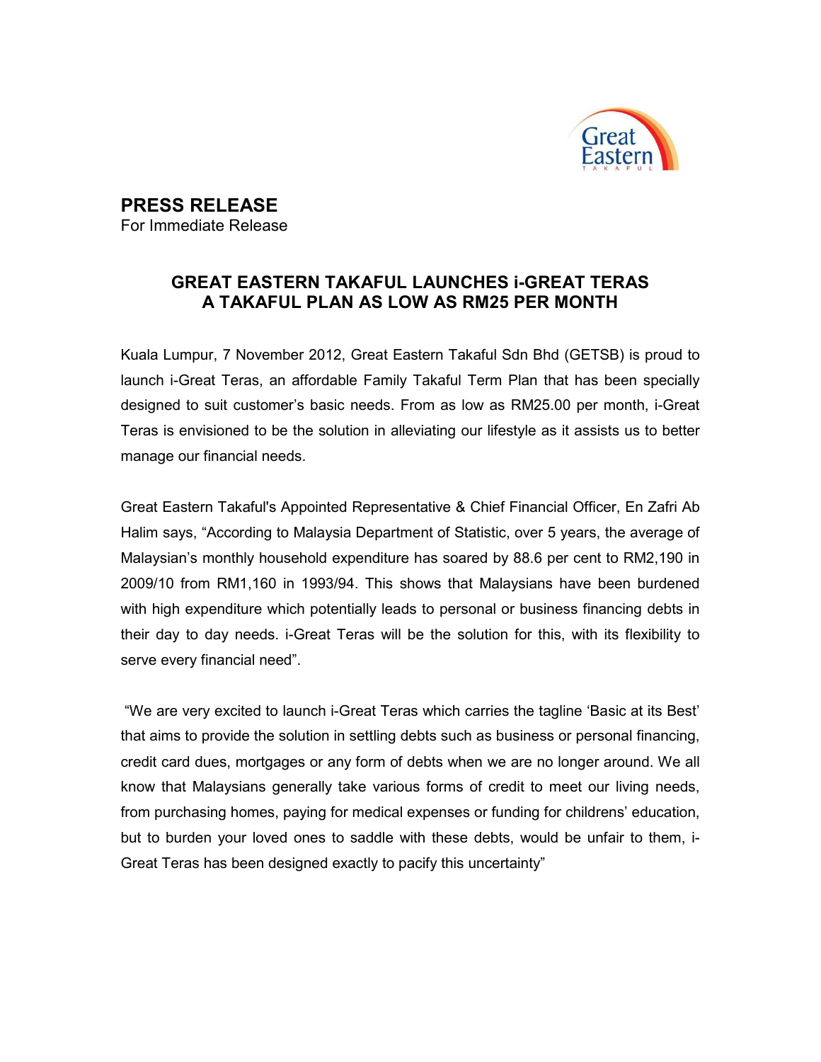# PRESS RELEASE

For Immediate Release

## GREAT EASTERN TAKAFUL LAUNCHES i-GREAT TERAS A TAKAFUL PLAN AS LOW AS RM25 PER MONTH

Kuala Lumpur, 7 November 2012, Great Eastern Takaful Sdn Bhd (GETSB) is proud to launch i-Great Teras, an affordable Family Takaful Term Plan that has been specially designed to suit customer's basic needs. From as low as RM25.00 per month, i-Great Teras is envisioned to be the solution in alleviating our lifestyle as it assists us to better manage our financial needs.

Great Eastern Takaful's Appointed Representative & Chief Financial Officer, En Zafri Ab Halim says, "According to Malaysia Department of Statistic, over 5 years, the average of Malaysian's monthly household expenditure has soared by 88.6 per cent to RM2,190 in 2009/10 from RM1,160 in 1993/94. This shows that Malaysians have been burdened with high expenditure which potentially leads to personal or business financing debts in their day to day needs. i-Great Teras will be the solution for this, with its flexibility to serve every financial need".

"We are very excited to launch i-Great Teras which carries the tagline 'Basic at its Best' that aims to provide the solution in settling debts such as business or personal financing, credit card dues, mortgages or any form of debts when we are no longer around. We all know that Malaysians generally take various forms of credit to meet our living needs, from purchasing homes, paying for medical expenses or funding for childrens' education, but to burden your loved ones to saddle with these debts, would be unfair to them, i-Great Teras has been designed exactly to pacify this uncertainty"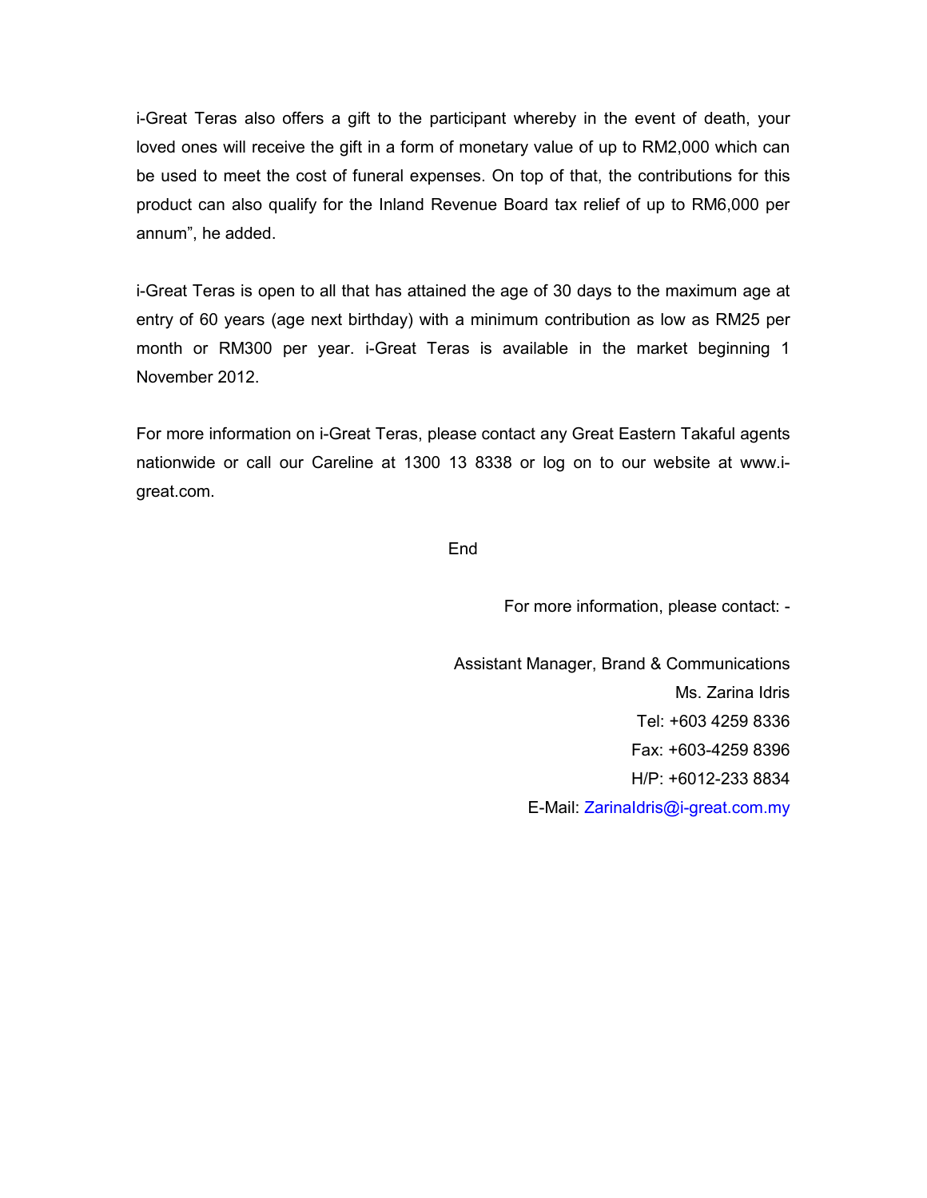i-Great Teras also offers a gift to the participant whereby in the event of death, your loved ones will receive the gift in a form of monetary value of up to RM2,000 which can be used to meet the cost of funeral expenses. On top of that, the contributions for this product can also qualify for the Inland Revenue Board tax relief of up to RM6,000 per annum", he added.

i-Great Teras is open to all that has attained the age of 30 days to the maximum age at entry of 60 years (age next birthday) with a minimum contribution as low as RM25 per month or RM300 per year. i-Great Teras is available in the market beginning 1 November 2012.

For more information on i-Great Teras, please contact any Great Eastern Takaful agents nationwide or call our Careline at 1300 13 8338 or log on to our website at www.i-great.com.

End

For more information, please contact: -

Assistant Manager, Brand & Communications
Ms. Zarina Idris
Tel: +603 4259 8336
Fax: +603-4259 8396
H/P: +6012-233 8834
E-Mail: ZarinaIdris@i-great.com.my